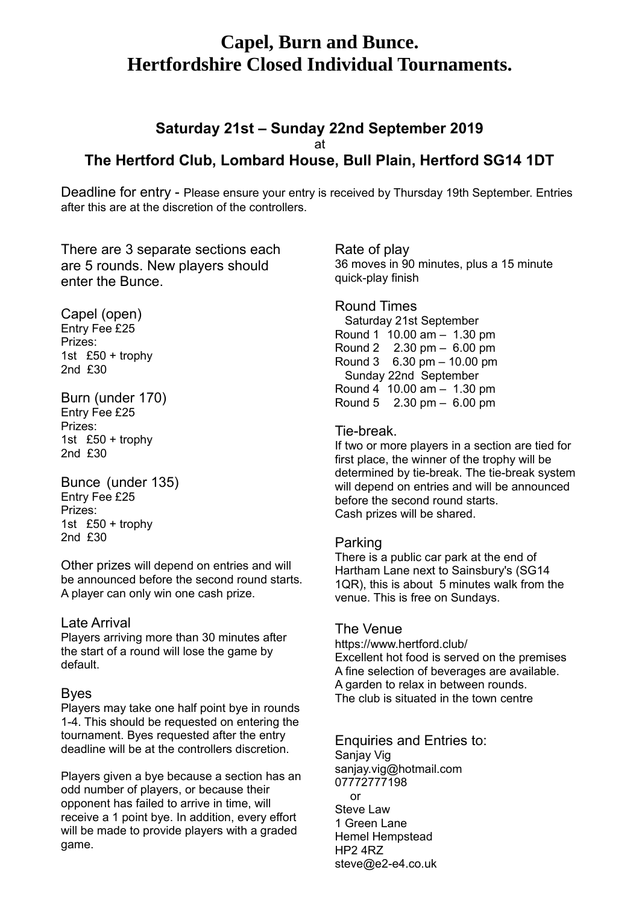# Capel, Burn and Bunce.
# Hertfordshire Closed Individual Tournaments.

### Saturday 21st – Sunday 22nd September 2019

at

### The Hertford Club, Lombard House, Bull Plain, Hertford SG14 1DT

Deadline for entry - Please ensure your entry is received by Thursday 19th September. Entries after this are at the discretion of the controllers.

There are 3 separate sections each are 5 rounds. New players should enter the Bunce.

**Capel (open)**
Entry Fee £25
Prizes:
1st £50 + trophy
2nd £30

**Burn (under 170)**
Entry Fee £25
Prizes:
1st £50 + trophy
2nd £30

**Bunce (under 135)**
Entry Fee £25
Prizes:
1st £50 + trophy
2nd £30

Other prizes will depend on entries and will be announced before the second round starts. A player can only win one cash prize.

**Late Arrival**
Players arriving more than 30 minutes after the start of a round will lose the game by default.

**Byes**
Players may take one half point bye in rounds 1-4. This should be requested on entering the tournament. Byes requested after the entry deadline will be at the controllers discretion.

Players given a bye because a section has an odd number of players, or because their opponent has failed to arrive in time, will receive a 1 point bye. In addition, every effort will be made to provide players with a graded game.

**Rate of play**
36 moves in 90 minutes, plus a 15 minute quick-play finish

**Round Times**

Saturday 21st September
Round 1 10.00 am – 1.30 pm
Round 2 2.30 pm – 6.00 pm
Round 3 6.30 pm – 10.00 pm

Sunday 22nd September
Round 4 10.00 am – 1.30 pm
Round 5 2.30 pm – 6.00 pm

**Tie-break.**
If two or more players in a section are tied for first place, the winner of the trophy will be determined by tie-break. The tie-break system will depend on entries and will be announced before the second round starts.
Cash prizes will be shared.

**Parking**
There is a public car park at the end of Hartham Lane next to Sainsbury's (SG14 1QR), this is about 5 minutes walk from the venue. This is free on Sundays.

**The Venue**
https://www.hertford.club/
Excellent hot food is served on the premises
A fine selection of beverages are available.
A garden to relax in between rounds.
The club is situated in the town centre

**Enquiries and Entries to:**
Sanjay Vig
sanjay.vig@hotmail.com
07772777198
or
Steve Law
1 Green Lane
Hemel Hempstead
HP2 4RZ
steve@e2-e4.co.uk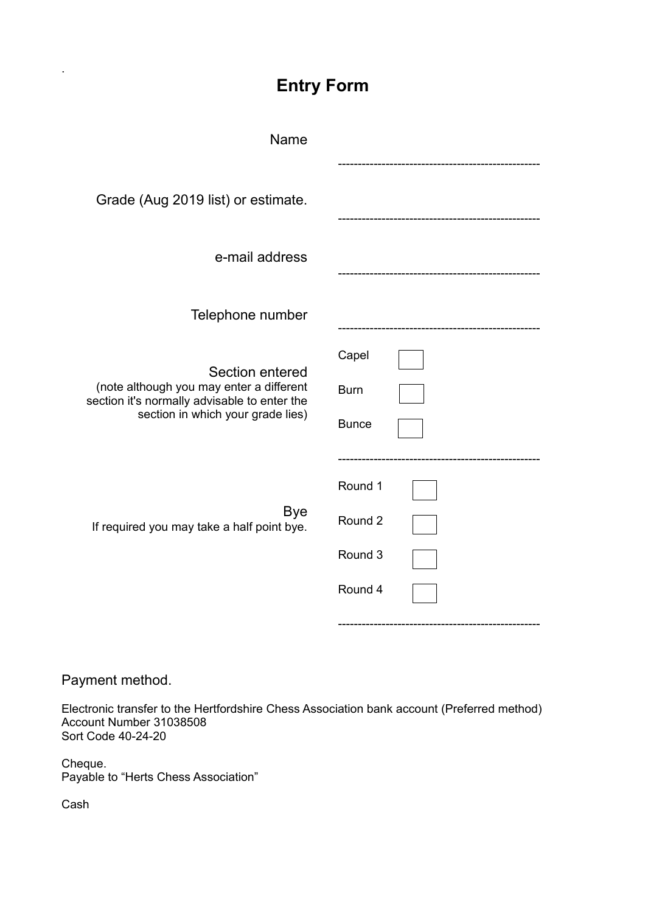.

# Entry Form

| | |
|---|---|
| Name | ------------------------------------------------- |
| Grade (Aug 2019 list) or estimate. | ------------------------------------------------- |
| e-mail address | ------------------------------------------------- |
| Telephone number | ------------------------------------------------- |
| Section entered<br>(note although you may enter a different section it's normally advisable to enter the section in which your grade lies) | Capel ☐<br>Burn ☐<br>Bunce ☐ |
| | ------------------------------------------------- |
| Bye<br>If required you may take a half point bye. | Round 1 ☐<br>Round 2 ☐<br>Round 3 ☐<br>Round 4 ☐ |
| | ------------------------------------------------- |

Payment method.

Electronic transfer to the Hertfordshire Chess Association bank account (Preferred method)
Account Number 31038508
Sort Code 40-24-20

Cheque.
Payable to "Herts Chess Association"

Cash